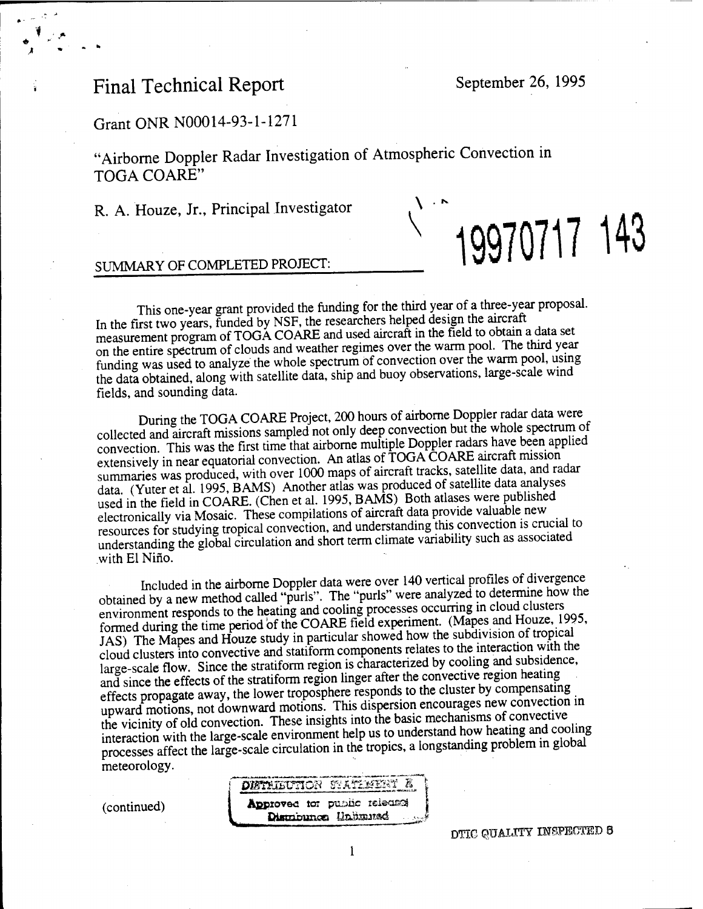# Final Technical Report

September 26, 1995

Grant ONR N00014-93-1-1271

"Airborne Doppler Radar Investigation of Atmospheric Convection in TOGA COARE"

R. A. Houze, Jr., Principal Investigator

19970717 143

## SUMMARY OF COMPLETED PROJECT:

This one-year grant provided the funding for the third year of a three-year proposal. In the first two years, funded by NSF, the researchers helped design the aircraft measurement program of TOGA COARE and used aircraft in the field to obtain a data set on the entire spectrum of clouds and weather regimes over the warm pool. The third year funding was used to analyze the whole spectrum of convection over the warm pool, using the data obtained, along with satellite data, ship and buoy observations, large-scale wind fields, and sounding data.

During the TOGA COARE Project, 200 hours of airborne Doppler radar data were collected and aircraft missions sampled not only deep convection but the whole spectrum of convection. This was the first time that airborne multiple Doppler radars have been applied extensively in near equatorial convection. An atlas of TOGA COARE aircraft mission summaries was produced, with over 1000 maps of aircraft tracks, satellite data, and radar data. (Yuter et al. 1995, BAMS) Another atlas was produced of satellite data analyses used in the field in COARE. (Chen et al. 1995, BAMS) Both atlases were published electronically via Mosaic. These compilations of aircraft data provide valuable new resources for studying tropical convection, and understanding this convection is crucial to understanding the global circulation and short term climate variability such as associated with El Niño.

Included in the airborne Doppler data were over 140 vertical profiles of divergence obtained by a new method called "purls". The "purls" were analyzed to determine how the environment responds to the heating and cooling processes occurring in cloud clusters formed during the time period of the COARE field experiment. (Mapes and Houze, 1995, JAS) The Mapes and Houze study in particular showed how the subdivision of tropical cloud clusters into convective and statiform components relates to the interaction with the large-scale flow. Since the stratiform region is characterized by cooling and subsidence, and since the effects of the stratiform region linger after the convective region heating effects propagate away, the lower troposphere responds to the cluster by compensating upward motions, not downward motions. This dispersion encourages new convection in the vicinity of old convection. These insights into the basic mechanisms of convective interaction with the large-scale environment help us to understand how heating and cooling processes affect the large-scale circulation in the tropics, a longstanding problem in global meteorology.

(continued)

DISTRIBUTION STATEMENT A
Approved for public release;
Distribution Unlimited

DTIC QUALITY INSPECTED 3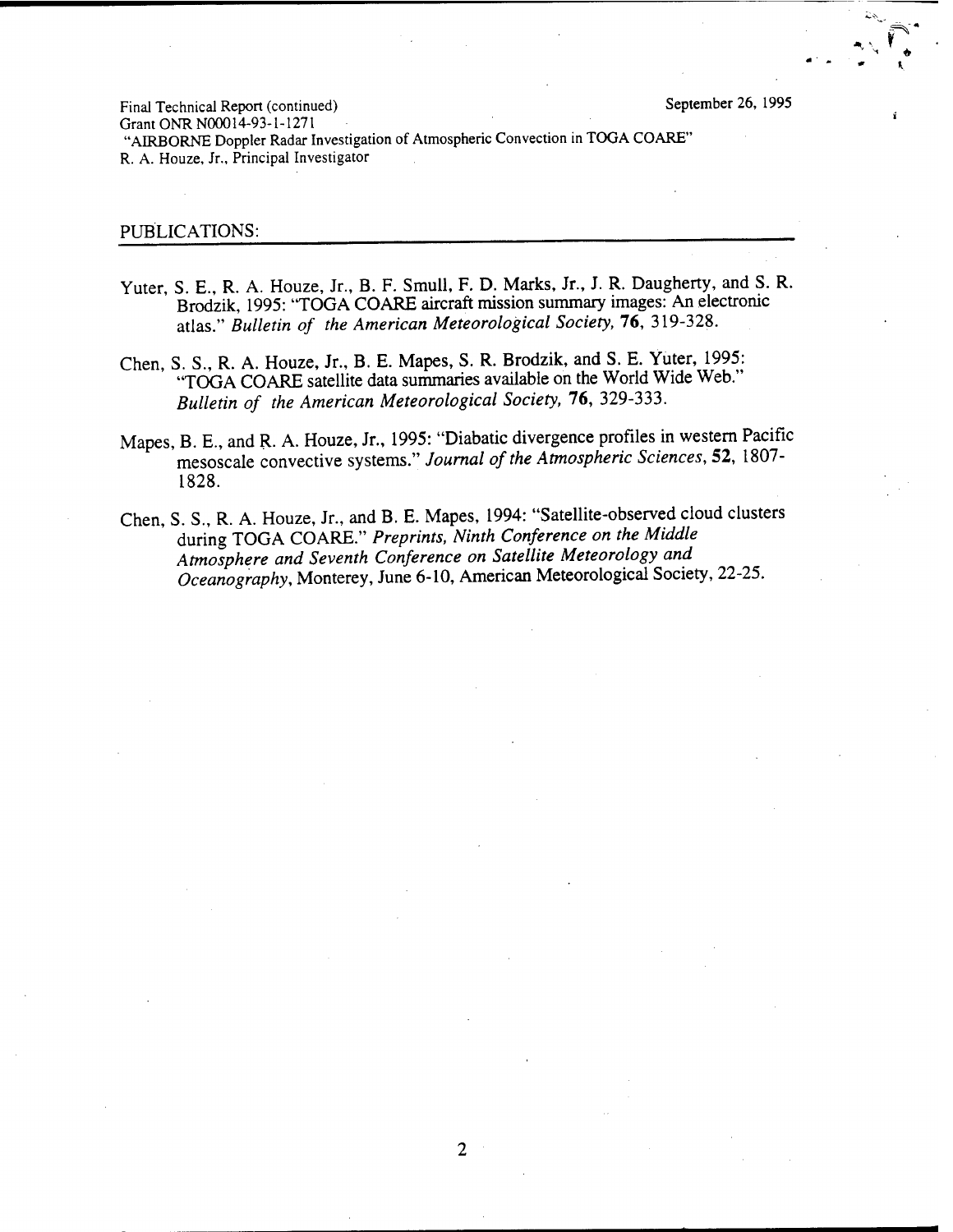Final Technical Report (continued) September 26, 1995
Grant ONR N00014-93-1-1271
"AIRBORNE Doppler Radar Investigation of Atmospheric Convection in TOGA COARE"
R. A. Houze, Jr., Principal Investigator

## PUBLICATIONS:

Yuter, S. E., R. A. Houze, Jr., B. F. Smull, F. D. Marks, Jr., J. R. Daugherty, and S. R. Brodzik, 1995: "TOGA COARE aircraft mission summary images: An electronic atlas." *Bulletin of the American Meteorological Society,* **76**, 319-328.

Chen, S. S., R. A. Houze, Jr., B. E. Mapes, S. R. Brodzik, and S. E. Yuter, 1995: "TOGA COARE satellite data summaries available on the World Wide Web." *Bulletin of the American Meteorological Society,* **76**, 329-333.

Mapes, B. E., and R. A. Houze, Jr., 1995: "Diabatic divergence profiles in western Pacific mesoscale convective systems." *Journal of the Atmospheric Sciences*, **52**, 1807-1828.

Chen, S. S., R. A. Houze, Jr., and B. E. Mapes, 1994: "Satellite-observed cloud clusters during TOGA COARE." *Preprints, Ninth Conference on the Middle Atmosphere and Seventh Conference on Satellite Meteorology and Oceanography*, Monterey, June 6-10, American Meteorological Society, 22-25.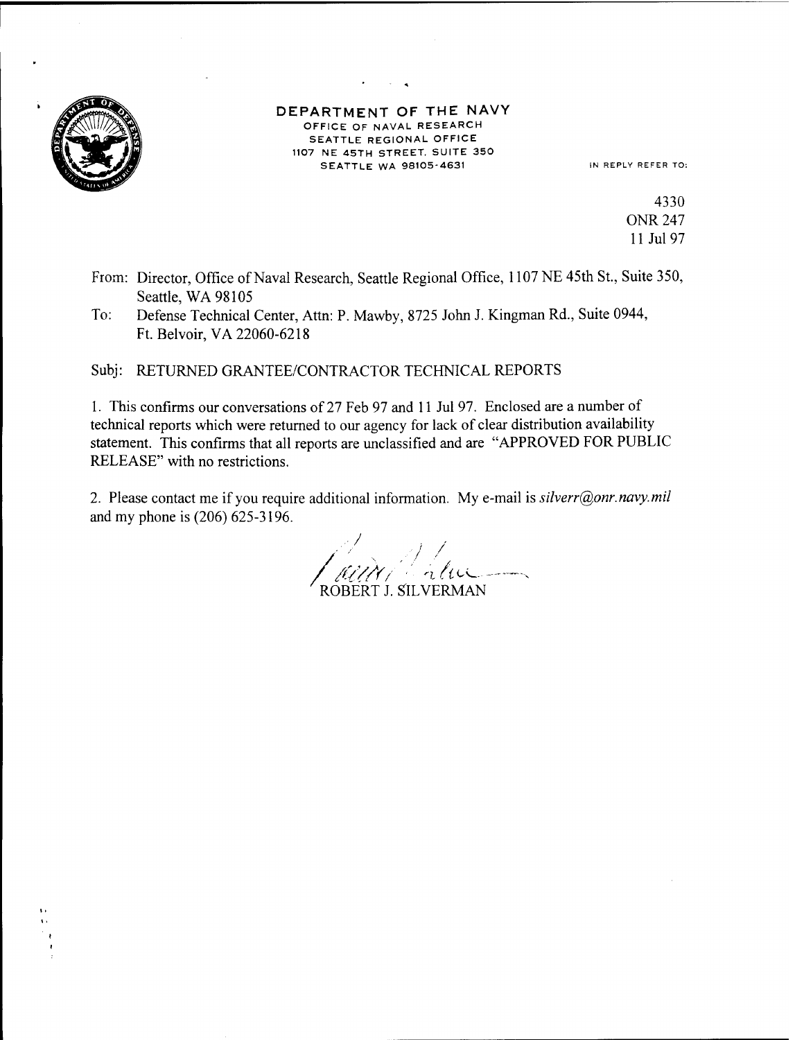**DEPARTMENT OF THE NAVY**
OFFICE OF NAVAL RESEARCH
SEATTLE REGIONAL OFFICE
1107 NE 45TH STREET, SUITE 350
SEATTLE WA 98105-4631

IN REPLY REFER TO:

4330
ONR 247
11 Jul 97

From: Director, Office of Naval Research, Seattle Regional Office, 1107 NE 45th St., Suite 350, Seattle, WA 98105

To: Defense Technical Center, Attn: P. Mawby, 8725 John J. Kingman Rd., Suite 0944, Ft. Belvoir, VA 22060-6218

Subj: RETURNED GRANTEE/CONTRACTOR TECHNICAL REPORTS

1. This confirms our conversations of 27 Feb 97 and 11 Jul 97. Enclosed are a number of technical reports which were returned to our agency for lack of clear distribution availability statement. This confirms that all reports are unclassified and are "APPROVED FOR PUBLIC RELEASE" with no restrictions.

2. Please contact me if you require additional information. My e-mail is *silverr@onr.navy.mil* and my phone is (206) 625-3196.

ROBERT J. SILVERMAN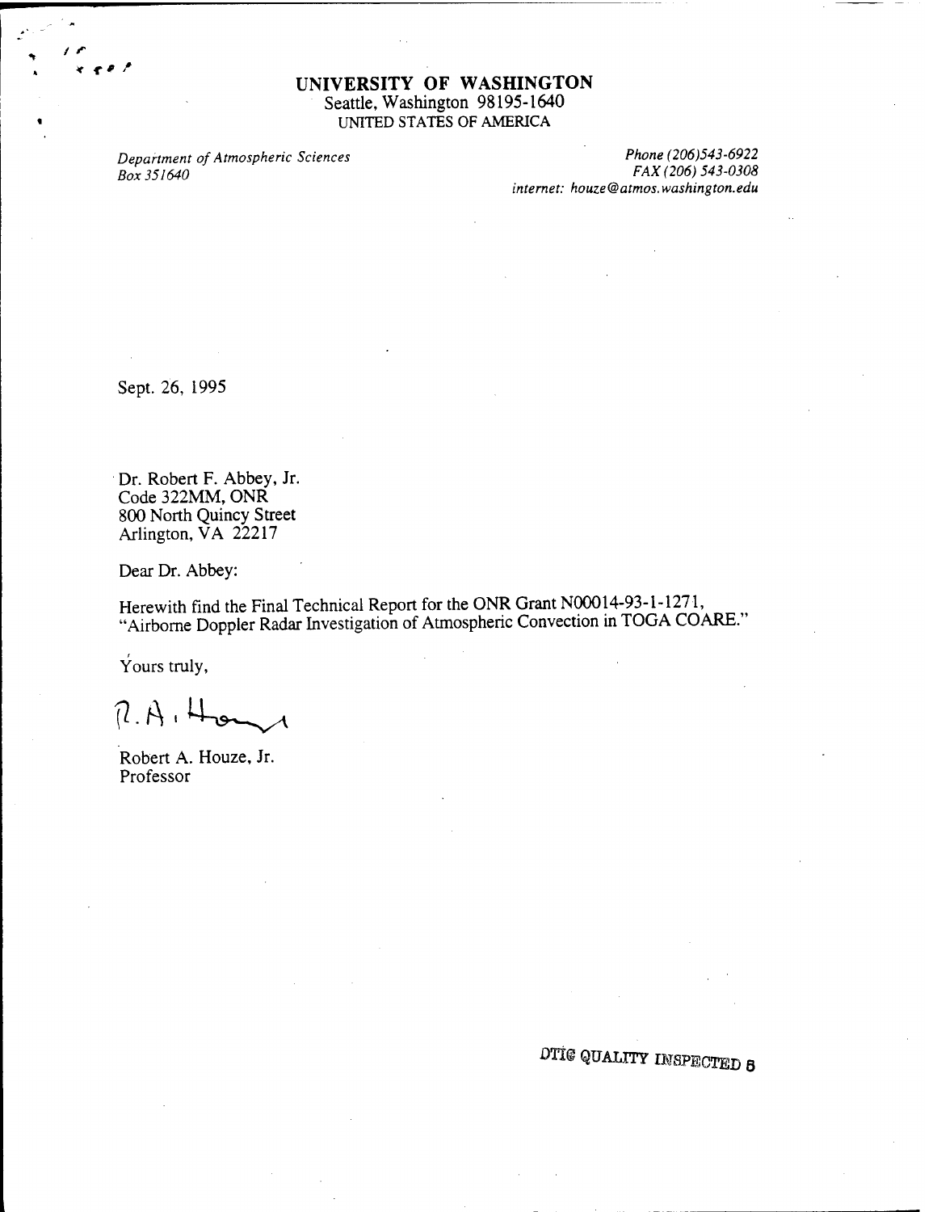**UNIVERSITY OF WASHINGTON**
Seattle, Washington 98195-1640
UNITED STATES OF AMERICA

*Department of Atmospheric Sciences*
*Box 351640*

*Phone (206)543-6922*
*FAX (206) 543-0308*
*internet: houze@atmos.washington.edu*

Sept. 26, 1995

Dr. Robert F. Abbey, Jr.
Code 322MM, ONR
800 North Quincy Street
Arlington, VA 22217

Dear Dr. Abbey:

Herewith find the Final Technical Report for the ONR Grant N00014-93-1-1271, "Airborne Doppler Radar Investigation of Atmospheric Convection in TOGA COARE."

Yours truly,

R. A. Houze

Robert A. Houze, Jr.
Professor

DTIC QUALITY INSPECTED 5